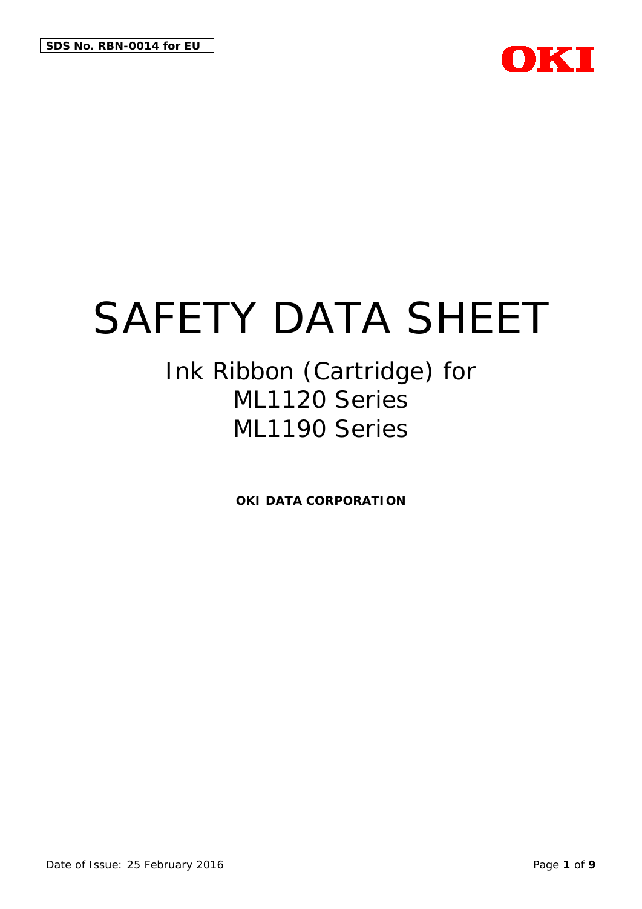**SDS No. RBN-0014 for EU**

OKI

# SAFETY DATA SHEET

## Ink Ribbon (Cartridge) for ML1120 Series ML1190 Series

**OKI DATA CORPORATION**

Date of Issue: 25 February 2016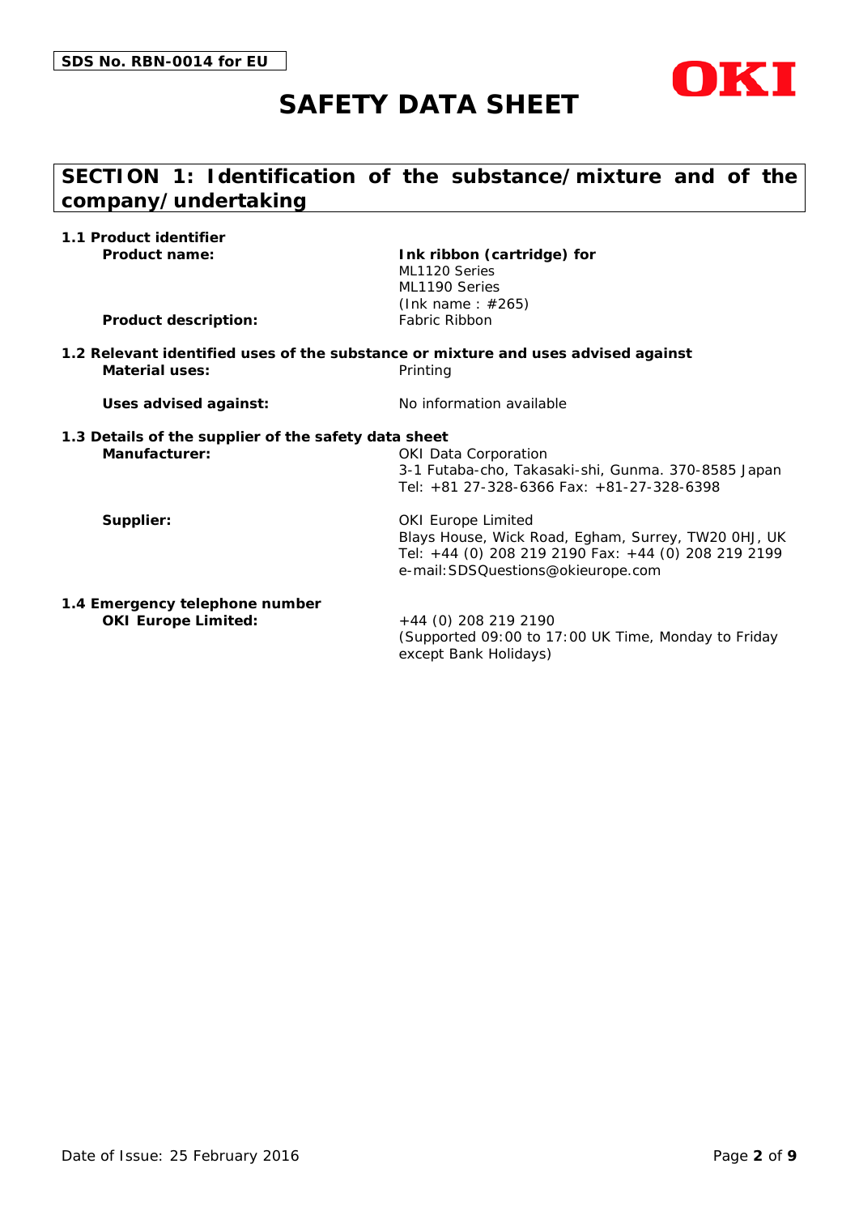SDS No. RBN-0014 for EU

# SAFETY DATA SHEET

## SECTION 1: Identification of the substance/mixture and of the company/undertaking

### 1.1 Product identifier

**Product name:** **Ink ribbon (cartridge) for**
ML1120 Series
ML1190 Series
(Ink name : #265)

**Product description:** Fabric Ribbon

### 1.2 Relevant identified uses of the substance or mixture and uses advised against

**Material uses:** Printing

**Uses advised against:** No information available

### 1.3 Details of the supplier of the safety data sheet

**Manufacturer:** OKI Data Corporation
3-1 Futaba-cho, Takasaki-shi, Gunma. 370-8585 Japan
Tel: +81 27-328-6366 Fax: +81-27-328-6398

**Supplier:** OKI Europe Limited
Blays House, Wick Road, Egham, Surrey, TW20 0HJ, UK
Tel: +44 (0) 208 219 2190 Fax: +44 (0) 208 219 2199
e-mail:SDSQuestions@okieurope.com

### 1.4 Emergency telephone number

**OKI Europe Limited:** +44 (0) 208 219 2190
(Supported 09:00 to 17:00 UK Time, Monday to Friday except Bank Holidays)

Date of Issue: 25 February 2016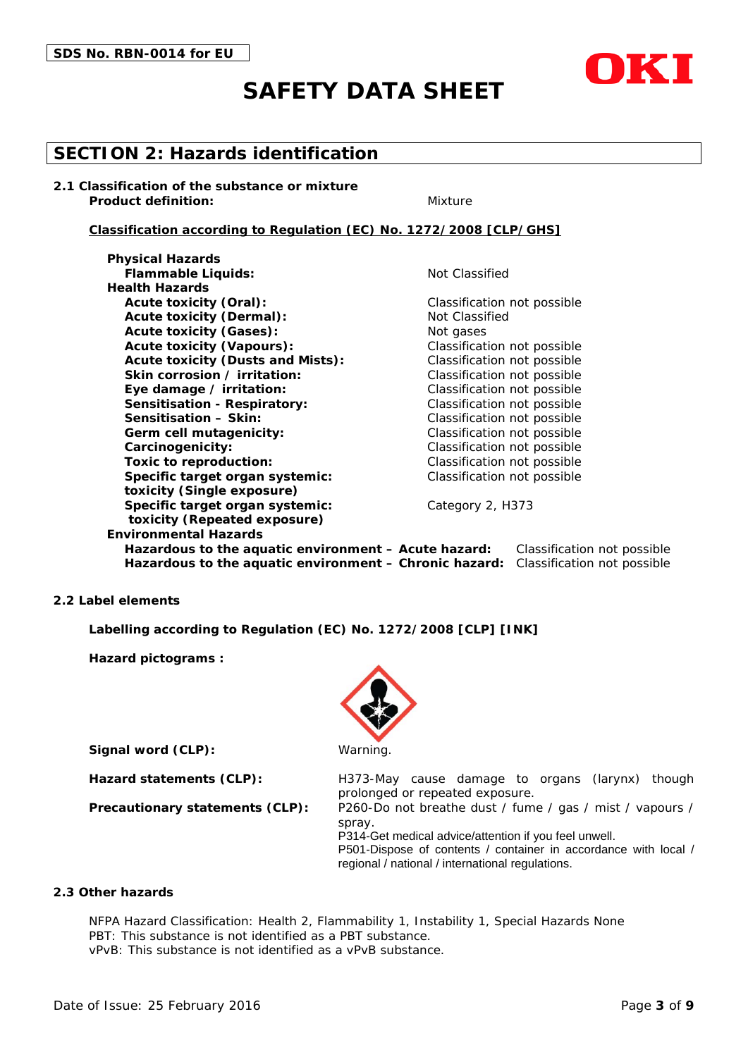**SDS No. RBN-0014 for EU**

# SAFETY DATA SHEET

## SECTION 2: Hazards identification

### 2.1 Classification of the substance or mixture

**Product definition:** Mixture

**Classification according to Regulation (EC) No. 1272/2008 [CLP/GHS]**

| | |
|---|---|
| **Physical Hazards** | |
| **Flammable Liquids:** | Not Classified |
| **Health Hazards** | |
| **Acute toxicity (Oral):** | Classification not possible |
| **Acute toxicity (Dermal):** | Not Classified |
| **Acute toxicity (Gases):** | Not gases |
| **Acute toxicity (Vapours):** | Classification not possible |
| **Acute toxicity (Dusts and Mists):** | Classification not possible |
| **Skin corrosion / irritation:** | Classification not possible |
| **Eye damage / irritation:** | Classification not possible |
| **Sensitisation - Respiratory:** | Classification not possible |
| **Sensitisation – Skin:** | Classification not possible |
| **Germ cell mutagenicity:** | Classification not possible |
| **Carcinogenicity:** | Classification not possible |
| **Toxic to reproduction:** | Classification not possible |
| **Specific target organ systemic: toxicity (Single exposure)** | Classification not possible |
| **Specific target organ systemic: toxicity (Repeated exposure)** | Category 2, H373 |
| **Environmental Hazards** | |
| **Hazardous to the aquatic environment – Acute hazard:** | Classification not possible |
| **Hazardous to the aquatic environment – Chronic hazard:** | Classification not possible |

### 2.2 Label elements

**Labelling according to Regulation (EC) No. 1272/2008 [CLP] [INK]**

**Hazard pictograms :**

**Signal word (CLP):** Warning.

**Hazard statements (CLP):** H373-May cause damage to organs (larynx) though prolonged or repeated exposure.

**Precautionary statements (CLP):** P260-Do not breathe dust / fume / gas / mist / vapours / spray.
P314-Get medical advice/attention if you feel unwell.
P501-Dispose of contents / container in accordance with local / regional / national / international regulations.

### 2.3 Other hazards

NFPA Hazard Classification: Health 2, Flammability 1, Instability 1, Special Hazards None
PBT: This substance is not identified as a PBT substance.
vPvB: This substance is not identified as a vPvB substance.

Date of Issue: 25 February 2016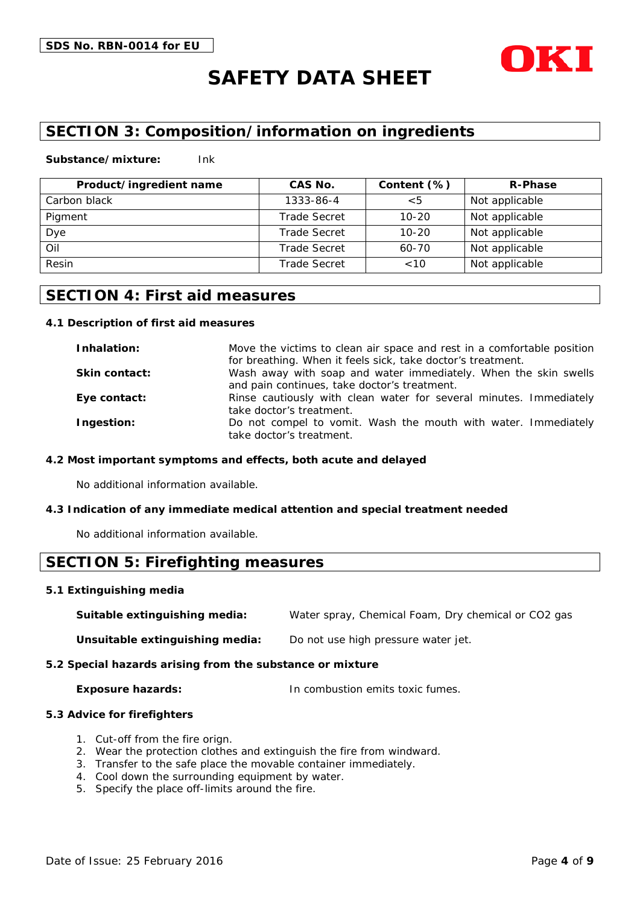## SECTION 3: Composition/information on ingredients

**Substance/mixture:** Ink

| Product/ingredient name | CAS No. | Content (%) | R-Phase |
|---|---|---|---|
| Carbon black | 1333-86-4 | <5 | Not applicable |
| Pigment | Trade Secret | 10-20 | Not applicable |
| Dye | Trade Secret | 10-20 | Not applicable |
| Oil | Trade Secret | 60-70 | Not applicable |
| Resin | Trade Secret | <10 | Not applicable |

## SECTION 4: First aid measures

### 4.1 Description of first aid measures

**Inhalation:** Move the victims to clean air space and rest in a comfortable position for breathing. When it feels sick, take doctor's treatment.

**Skin contact:** Wash away with soap and water immediately. When the skin swells and pain continues, take doctor's treatment.

**Eye contact:** Rinse cautiously with clean water for several minutes. Immediately take doctor's treatment.

**Ingestion:** Do not compel to vomit. Wash the mouth with water. Immediately take doctor's treatment.

### 4.2 Most important symptoms and effects, both acute and delayed

No additional information available.

### 4.3 Indication of any immediate medical attention and special treatment needed

No additional information available.

## SECTION 5: Firefighting measures

### 5.1 Extinguishing media

**Suitable extinguishing media:** Water spray, Chemical Foam, Dry chemical or CO2 gas

**Unsuitable extinguishing media:** Do not use high pressure water jet.

### 5.2 Special hazards arising from the substance or mixture

**Exposure hazards:** In combustion emits toxic fumes.

### 5.3 Advice for firefighters

1. Cut-off from the fire orign.
2. Wear the protection clothes and extinguish the fire from windward.
3. Transfer to the safe place the movable container immediately.
4. Cool down the surrounding equipment by water.
5. Specify the place off-limits around the fire.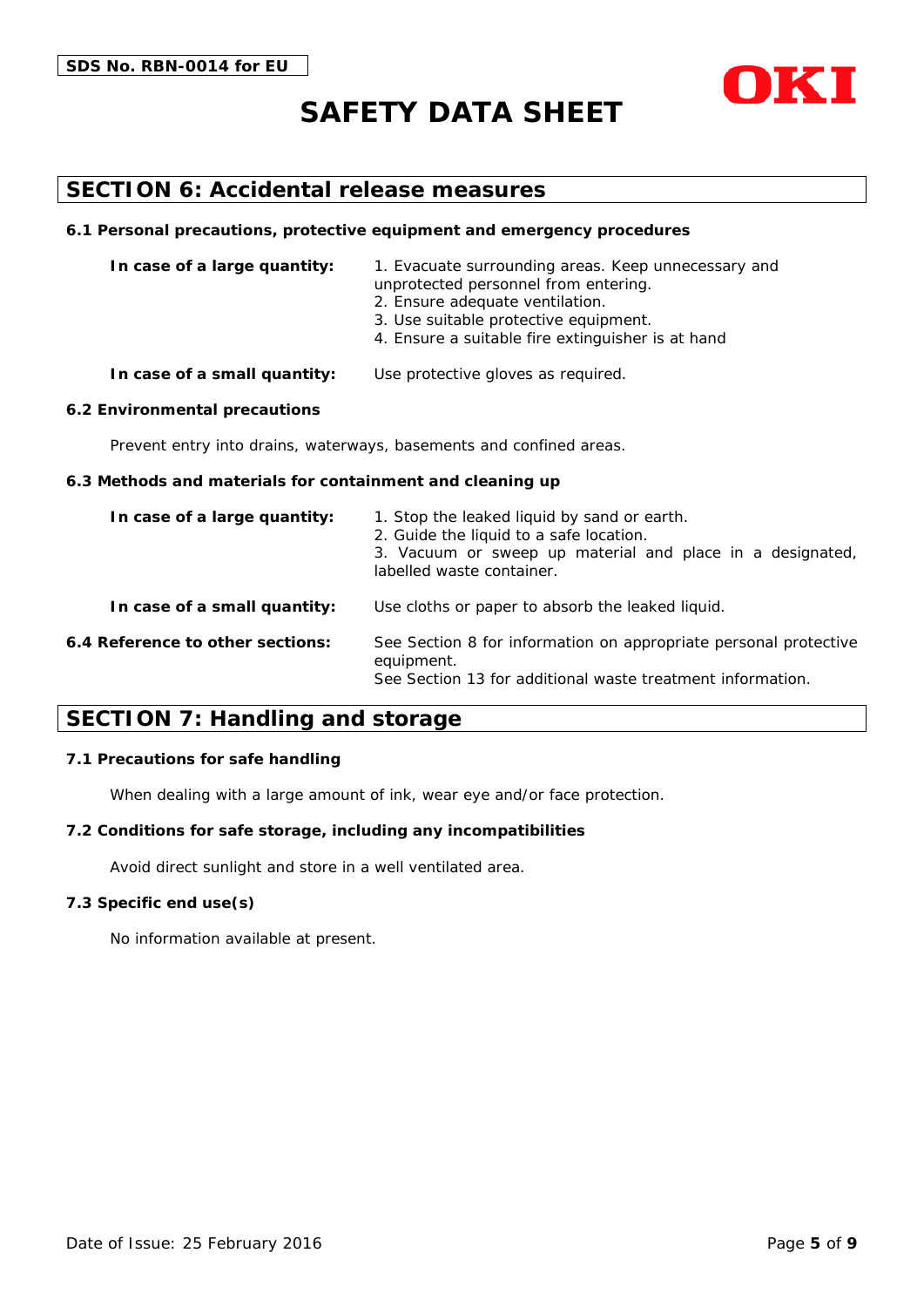## SECTION 6: Accidental release measures

### 6.1 Personal precautions, protective equipment and emergency procedures

**In case of a large quantity:**

1. Evacuate surrounding areas. Keep unnecessary and unprotected personnel from entering.
2. Ensure adequate ventilation.
3. Use suitable protective equipment.
4. Ensure a suitable fire extinguisher is at hand

**In case of a small quantity:** Use protective gloves as required.

### 6.2 Environmental precautions

Prevent entry into drains, waterways, basements and confined areas.

### 6.3 Methods and materials for containment and cleaning up

**In case of a large quantity:**

1. Stop the leaked liquid by sand or earth.
2. Guide the liquid to a safe location.
3. Vacuum or sweep up material and place in a designated, labelled waste container.

**In case of a small quantity:** Use cloths or paper to absorb the leaked liquid.

**6.4 Reference to other sections:** See Section 8 for information on appropriate personal protective equipment.
See Section 13 for additional waste treatment information.

## SECTION 7: Handling and storage

### 7.1 Precautions for safe handling

When dealing with a large amount of ink, wear eye and/or face protection.

### 7.2 Conditions for safe storage, including any incompatibilities

Avoid direct sunlight and store in a well ventilated area.

### 7.3 Specific end use(s)

No information available at present.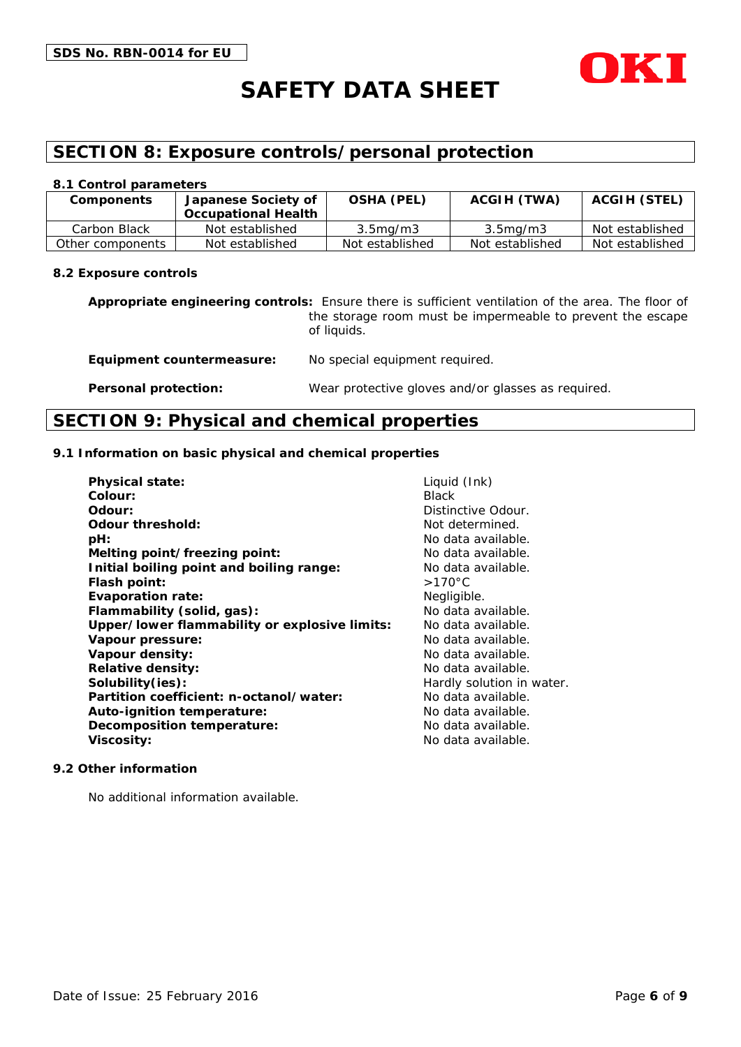# SECTION 8: Exposure controls/personal protection

### 8.1 Control parameters

| Components | Japanese Society of Occupational Health | OSHA (PEL) | ACGIH (TWA) | ACGIH (STEL) |
|---|---|---|---|---|
| Carbon Black | Not established | 3.5mg/m3 | 3.5mg/m3 | Not established |
| Other components | Not established | Not established | Not established | Not established |

### 8.2 Exposure controls

**Appropriate engineering controls:** Ensure there is sufficient ventilation of the area. The floor of the storage room must be impermeable to prevent the escape of liquids.

**Equipment countermeasure:** No special equipment required.

**Personal protection:** Wear protective gloves and/or glasses as required.

# SECTION 9: Physical and chemical properties

### 9.1 Information on basic physical and chemical properties

**Physical state:** Liquid (Ink)
**Colour:** Black
**Odour:** Distinctive Odour.
**Odour threshold:** Not determined.
**pH:** No data available.
**Melting point/freezing point:** No data available.
**Initial boiling point and boiling range:** No data available.
**Flash point:** >170°C
**Evaporation rate:** Negligible.
**Flammability (solid, gas):** No data available.
**Upper/lower flammability or explosive limits:** No data available.
**Vapour pressure:** No data available.
**Vapour density:** No data available.
**Relative density:** No data available.
**Solubility(ies):** Hardly solution in water.
**Partition coefficient: n-octanol/water:** No data available.
**Auto-ignition temperature:** No data available.
**Decomposition temperature:** No data available.
**Viscosity:** No data available.

### 9.2 Other information

No additional information available.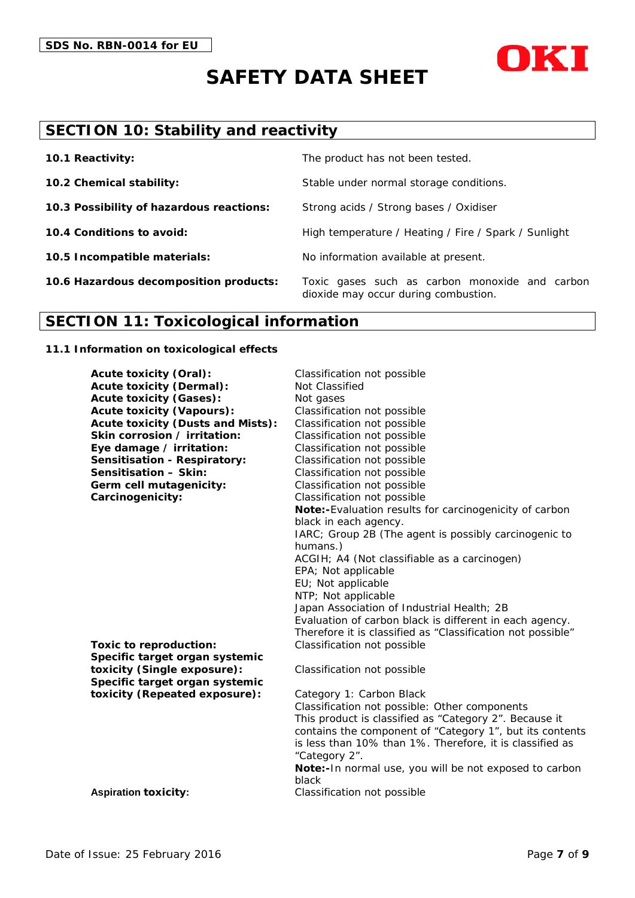## SECTION 10: Stability and reactivity

| | |
|---|---|
| **10.1 Reactivity:** | The product has not been tested. |
| **10.2 Chemical stability:** | Stable under normal storage conditions. |
| **10.3 Possibility of hazardous reactions:** | Strong acids / Strong bases / Oxidiser |
| **10.4 Conditions to avoid:** | High temperature / Heating / Fire / Spark / Sunlight |
| **10.5 Incompatible materials:** | No information available at present. |
| **10.6 Hazardous decomposition products:** | Toxic gases such as carbon monoxide and carbon dioxide may occur during combustion. |

## SECTION 11: Toxicological information

**11.1 Information on toxicological effects**

| | |
|---|---|
| **Acute toxicity (Oral):** | Classification not possible |
| **Acute toxicity (Dermal):** | Not Classified |
| **Acute toxicity (Gases):** | Not gases |
| **Acute toxicity (Vapours):** | Classification not possible |
| **Acute toxicity (Dusts and Mists):** | Classification not possible |
| **Skin corrosion / irritation:** | Classification not possible |
| **Eye damage / irritation:** | Classification not possible |
| **Sensitisation - Respiratory:** | Classification not possible |
| **Sensitisation – Skin:** | Classification not possible |
| **Germ cell mutagenicity:** | Classification not possible |
| **Carcinogenicity:** | Classification not possible<br>**Note:-**Evaluation results for carcinogenicity of carbon black in each agency.<br>IARC; Group 2B (The agent is possibly carcinogenic to humans.)<br>ACGIH; A4 (Not classifiable as a carcinogen)<br>EPA; Not applicable<br>EU; Not applicable<br>NTP; Not applicable<br>Japan Association of Industrial Health; 2B<br>Evaluation of carbon black is different in each agency. Therefore it is classified as "Classification not possible" |
| **Toxic to reproduction:** | Classification not possible |
| **Specific target organ systemic toxicity (Single exposure):** | Classification not possible |
| **Specific target organ systemic toxicity (Repeated exposure):** | Category 1: Carbon Black<br>Classification not possible: Other components<br>This product is classified as "Category 2". Because it contains the component of "Category 1", but its contents is less than 10% than 1%. Therefore, it is classified as "Category 2".<br>**Note:-**In normal use, you will be not exposed to carbon black |
| **Aspiration toxicity:** | Classification not possible |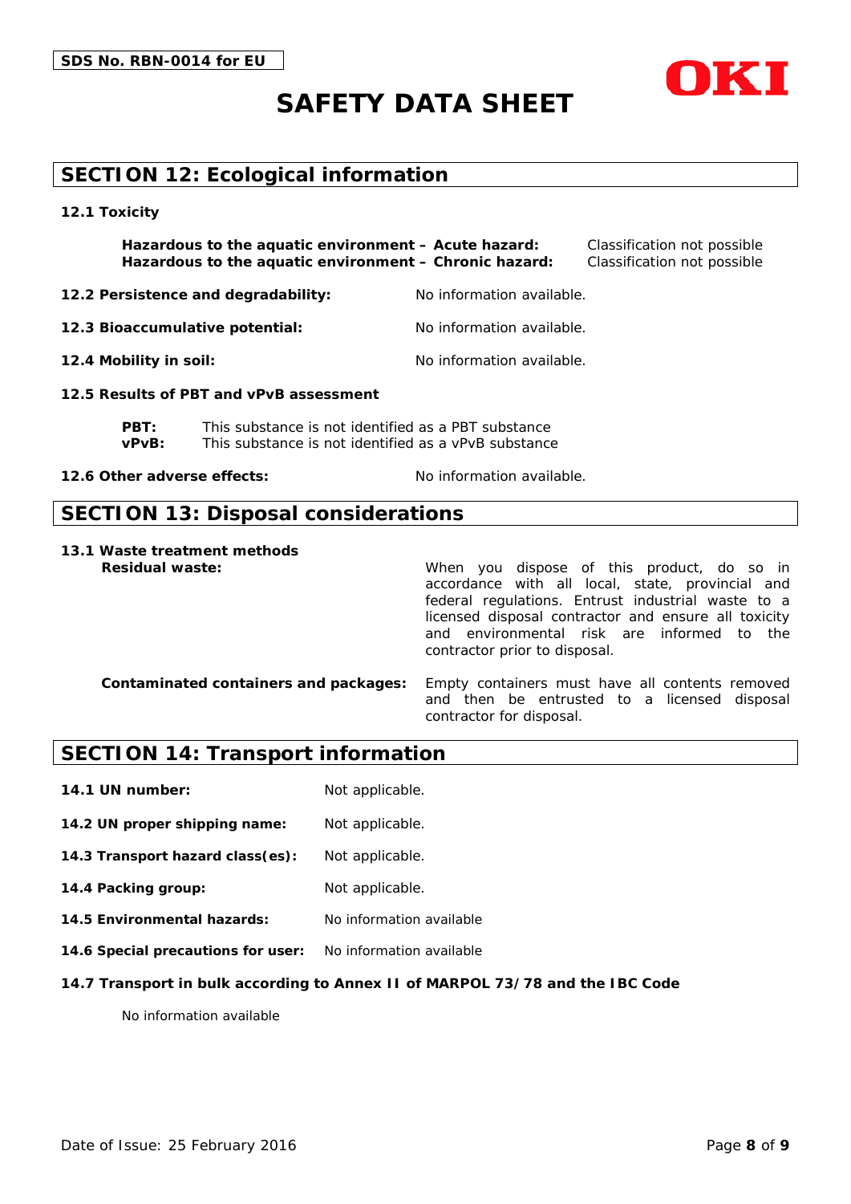## SECTION 12: Ecological information

### 12.1 Toxicity

| | |
|---|---|
| **Hazardous to the aquatic environment – Acute hazard:** | Classification not possible |
| **Hazardous to the aquatic environment – Chronic hazard:** | Classification not possible |

**12.2 Persistence and degradability:** No information available.

**12.3 Bioaccumulative potential:** No information available.

**12.4 Mobility in soil:** No information available.

### 12.5 Results of PBT and vPvB assessment

**PBT:** This substance is not identified as a PBT substance
**vPvB:** This substance is not identified as a vPvB substance

**12.6 Other adverse effects:** No information available.

## SECTION 13: Disposal considerations

### 13.1 Waste treatment methods

**Residual waste:** When you dispose of this product, do so in accordance with all local, state, provincial and federal regulations. Entrust industrial waste to a licensed disposal contractor and ensure all toxicity and environmental risk are informed to the contractor prior to disposal.

**Contaminated containers and packages:** Empty containers must have all contents removed and then be entrusted to a licensed disposal contractor for disposal.

## SECTION 14: Transport information

**14.1 UN number:** Not applicable.

**14.2 UN proper shipping name:** Not applicable.

**14.3 Transport hazard class(es):** Not applicable.

**14.4 Packing group:** Not applicable.

**14.5 Environmental hazards:** No information available

**14.6 Special precautions for user:** No information available

### 14.7 Transport in bulk according to Annex II of MARPOL 73/78 and the IBC Code

No information available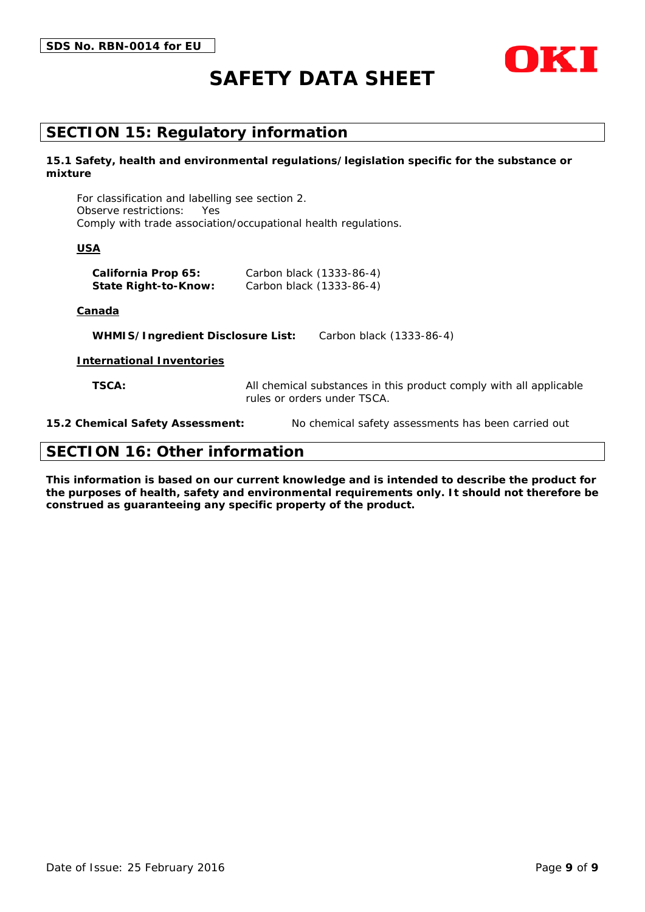## SECTION 15: Regulatory information

**15.1 Safety, health and environmental regulations/legislation specific for the substance or mixture**

For classification and labelling see section 2.
Observe restrictions: Yes
Comply with trade association/occupational health regulations.

**USA**

| | |
|---|---|
| **California Prop 65:** | Carbon black (1333-86-4) |
| **State Right-to-Know:** | Carbon black (1333-86-4) |

**Canada**

**WHMIS/Ingredient Disclosure List:** Carbon black (1333-86-4)

**International Inventories**

**TSCA:** All chemical substances in this product comply with all applicable rules or orders under TSCA.

**15.2 Chemical Safety Assessment:** No chemical safety assessments has been carried out

## SECTION 16: Other information

**This information is based on our current knowledge and is intended to describe the product for the purposes of health, safety and environmental requirements only. It should not therefore be construed as guaranteeing any specific property of the product.**